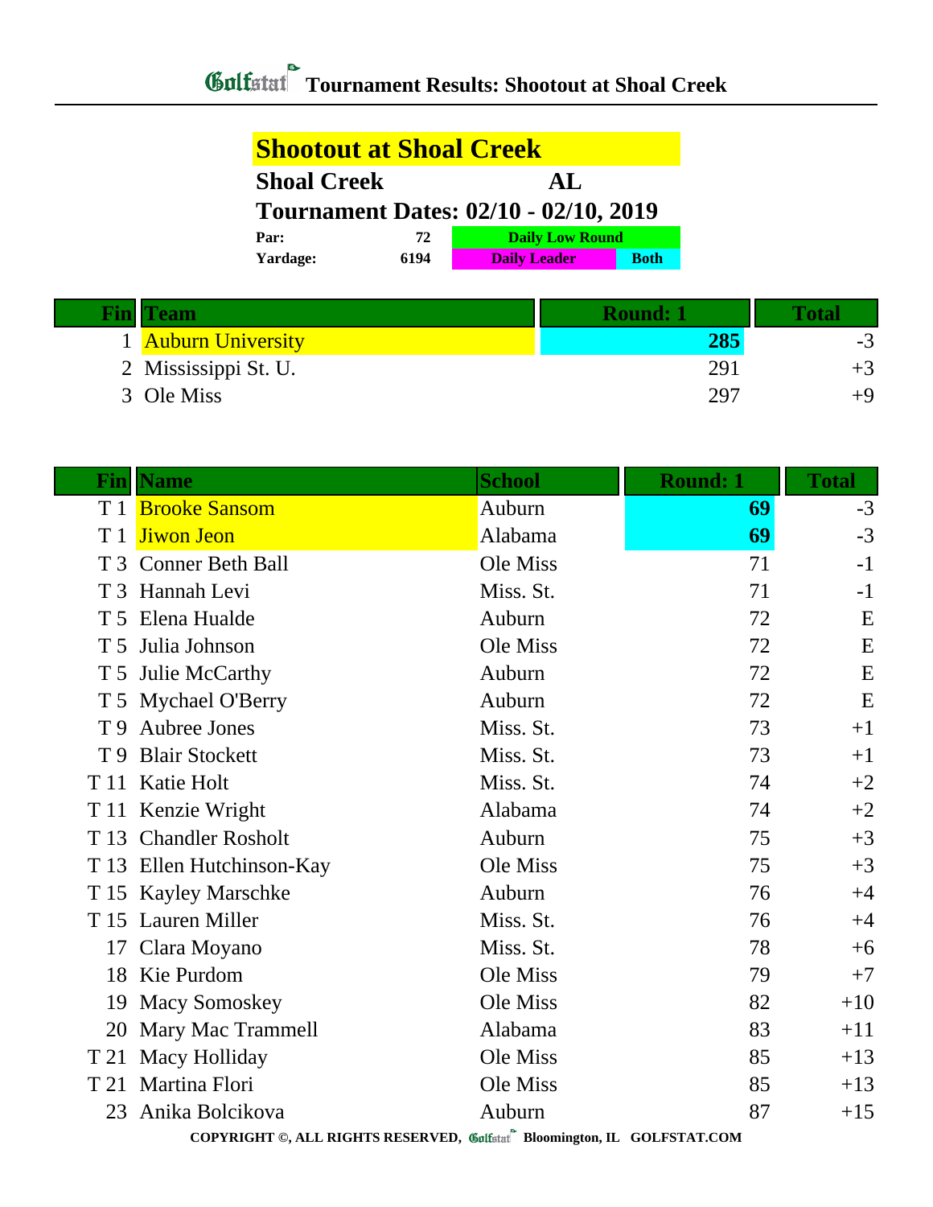# Golfstat Tournament Results: Shootout at Shoal Creek

## Shootout at Shoal Creek

**Shoal Creek** **AL**

**Tournament Dates: 02/10 - 02/10, 2019**

| | | |
|---|---|---|
| **Par:** | **72** | **Daily Low Round** |
| **Yardage:** | **6194** | **Daily Leader** / **Both** |

| Fin | Team | Round: 1 | Total |
|---|---|---|---|
| 1 | Auburn University | **285** | -3 |
| 2 | Mississippi St. U. | 291 | +3 |
| 3 | Ole Miss | 297 | +9 |

| Fin | Name | School | Round: 1 | Total |
|---|---|---|---|---|
| T 1 | Brooke Sansom | Auburn | **69** | -3 |
| T 1 | Jiwon Jeon | Alabama | **69** | -3 |
| T 3 | Conner Beth Ball | Ole Miss | 71 | -1 |
| T 3 | Hannah Levi | Miss. St. | 71 | -1 |
| T 5 | Elena Hualde | Auburn | 72 | E |
| T 5 | Julia Johnson | Ole Miss | 72 | E |
| T 5 | Julie McCarthy | Auburn | 72 | E |
| T 5 | Mychael O'Berry | Auburn | 72 | E |
| T 9 | Aubree Jones | Miss. St. | 73 | +1 |
| T 9 | Blair Stockett | Miss. St. | 73 | +1 |
| T 11 | Katie Holt | Miss. St. | 74 | +2 |
| T 11 | Kenzie Wright | Alabama | 74 | +2 |
| T 13 | Chandler Rosholt | Auburn | 75 | +3 |
| T 13 | Ellen Hutchinson-Kay | Ole Miss | 75 | +3 |
| T 15 | Kayley Marschke | Auburn | 76 | +4 |
| T 15 | Lauren Miller | Miss. St. | 76 | +4 |
| 17 | Clara Moyano | Miss. St. | 78 | +6 |
| 18 | Kie Purdom | Ole Miss | 79 | +7 |
| 19 | Macy Somoskey | Ole Miss | 82 | +10 |
| 20 | Mary Mac Trammell | Alabama | 83 | +11 |
| T 21 | Macy Holliday | Ole Miss | 85 | +13 |
| T 21 | Martina Flori | Ole Miss | 85 | +13 |
| 23 | Anika Bolcikova | Auburn | 87 | +15 |

COPYRIGHT ©, ALL RIGHTS RESERVED, Golfstat Bloomington, IL GOLFSTAT.COM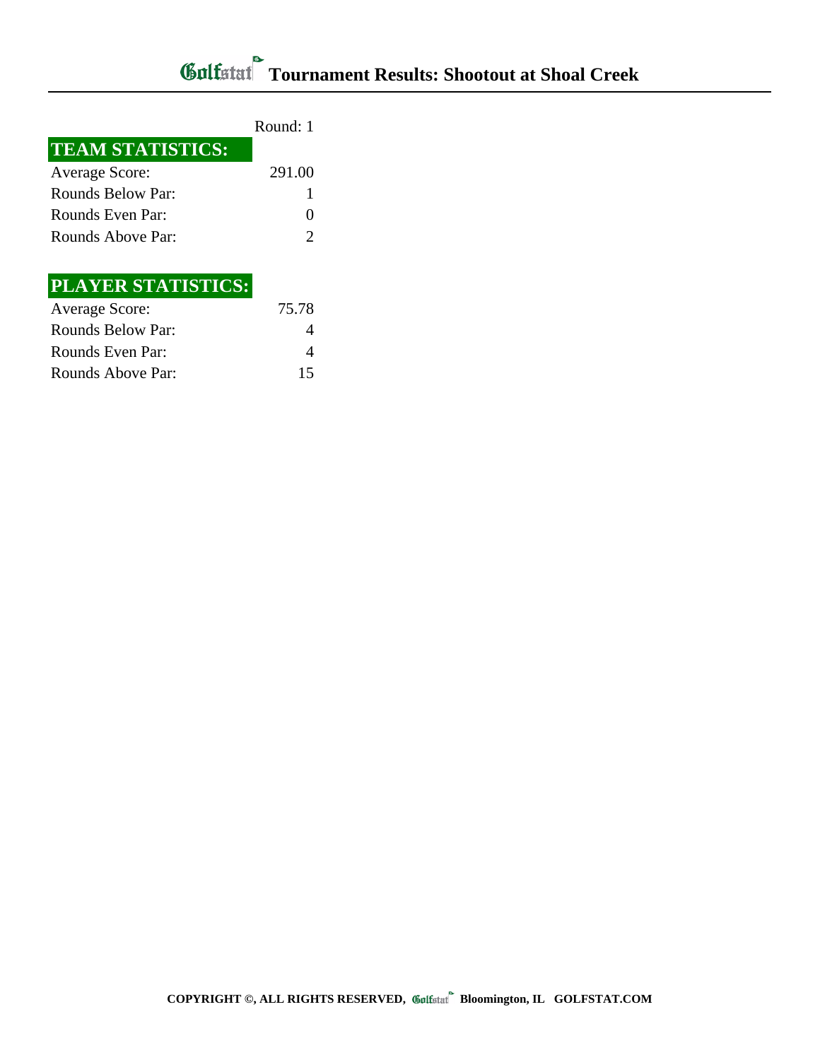# Golfstat Tournament Results: Shootout at Shoal Creek

| | Round: 1 |
|---|---|
| **TEAM STATISTICS:** | |
| Average Score: | 291.00 |
| Rounds Below Par: | 1 |
| Rounds Even Par: | 0 |
| Rounds Above Par: | 2 |

| | |
|---|---|
| **PLAYER STATISTICS:** | |
| Average Score: | 75.78 |
| Rounds Below Par: | 4 |
| Rounds Even Par: | 4 |
| Rounds Above Par: | 15 |

**COPYRIGHT ©, ALL RIGHTS RESERVED, Golfstat Bloomington, IL GOLFSTAT.COM**